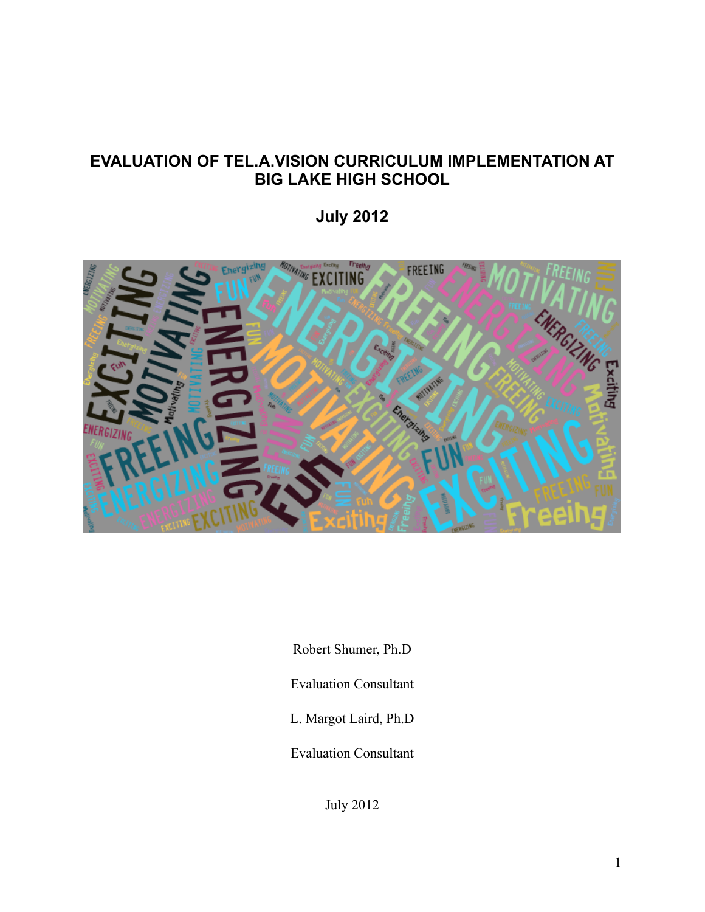# EVALUATION OF TEL.A.VISION CURRICULUM IMPLEMENTATION AT BIG LAKE HIGH SCHOOL

## July 2012

Robert Shumer, Ph.D

Evaluation Consultant

L. Margot Laird, Ph.D

Evaluation Consultant

July 2012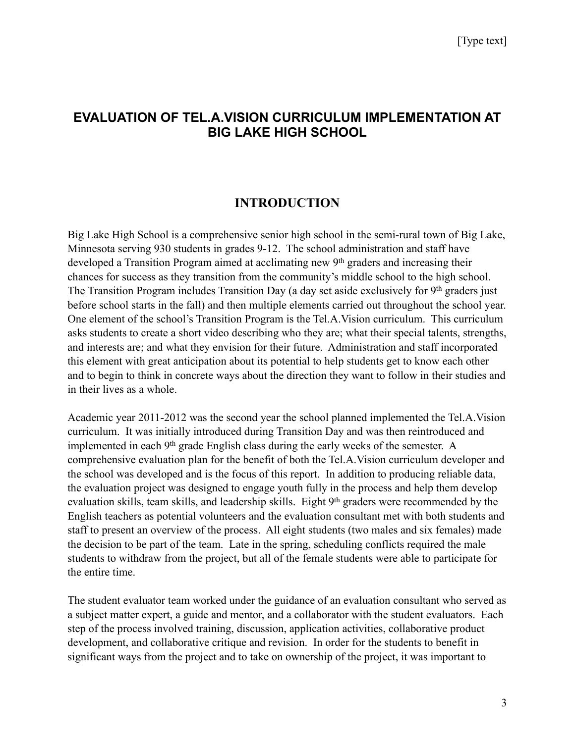# EVALUATION OF TEL.A.VISION CURRICULUM IMPLEMENTATION AT BIG LAKE HIGH SCHOOL

## INTRODUCTION

Big Lake High School is a comprehensive senior high school in the semi-rural town of Big Lake, Minnesota serving 930 students in grades 9-12. The school administration and staff have developed a Transition Program aimed at acclimating new 9th graders and increasing their chances for success as they transition from the community's middle school to the high school. The Transition Program includes Transition Day (a day set aside exclusively for 9th graders just before school starts in the fall) and then multiple elements carried out throughout the school year. One element of the school's Transition Program is the Tel.A.Vision curriculum. This curriculum asks students to create a short video describing who they are; what their special talents, strengths, and interests are; and what they envision for their future. Administration and staff incorporated this element with great anticipation about its potential to help students get to know each other and to begin to think in concrete ways about the direction they want to follow in their studies and in their lives as a whole.

Academic year 2011-2012 was the second year the school planned implemented the Tel.A.Vision curriculum. It was initially introduced during Transition Day and was then reintroduced and implemented in each 9th grade English class during the early weeks of the semester. A comprehensive evaluation plan for the benefit of both the Tel.A.Vision curriculum developer and the school was developed and is the focus of this report. In addition to producing reliable data, the evaluation project was designed to engage youth fully in the process and help them develop evaluation skills, team skills, and leadership skills. Eight 9th graders were recommended by the English teachers as potential volunteers and the evaluation consultant met with both students and staff to present an overview of the process. All eight students (two males and six females) made the decision to be part of the team. Late in the spring, scheduling conflicts required the male students to withdraw from the project, but all of the female students were able to participate for the entire time.

The student evaluator team worked under the guidance of an evaluation consultant who served as a subject matter expert, a guide and mentor, and a collaborator with the student evaluators. Each step of the process involved training, discussion, application activities, collaborative product development, and collaborative critique and revision. In order for the students to benefit in significant ways from the project and to take on ownership of the project, it was important to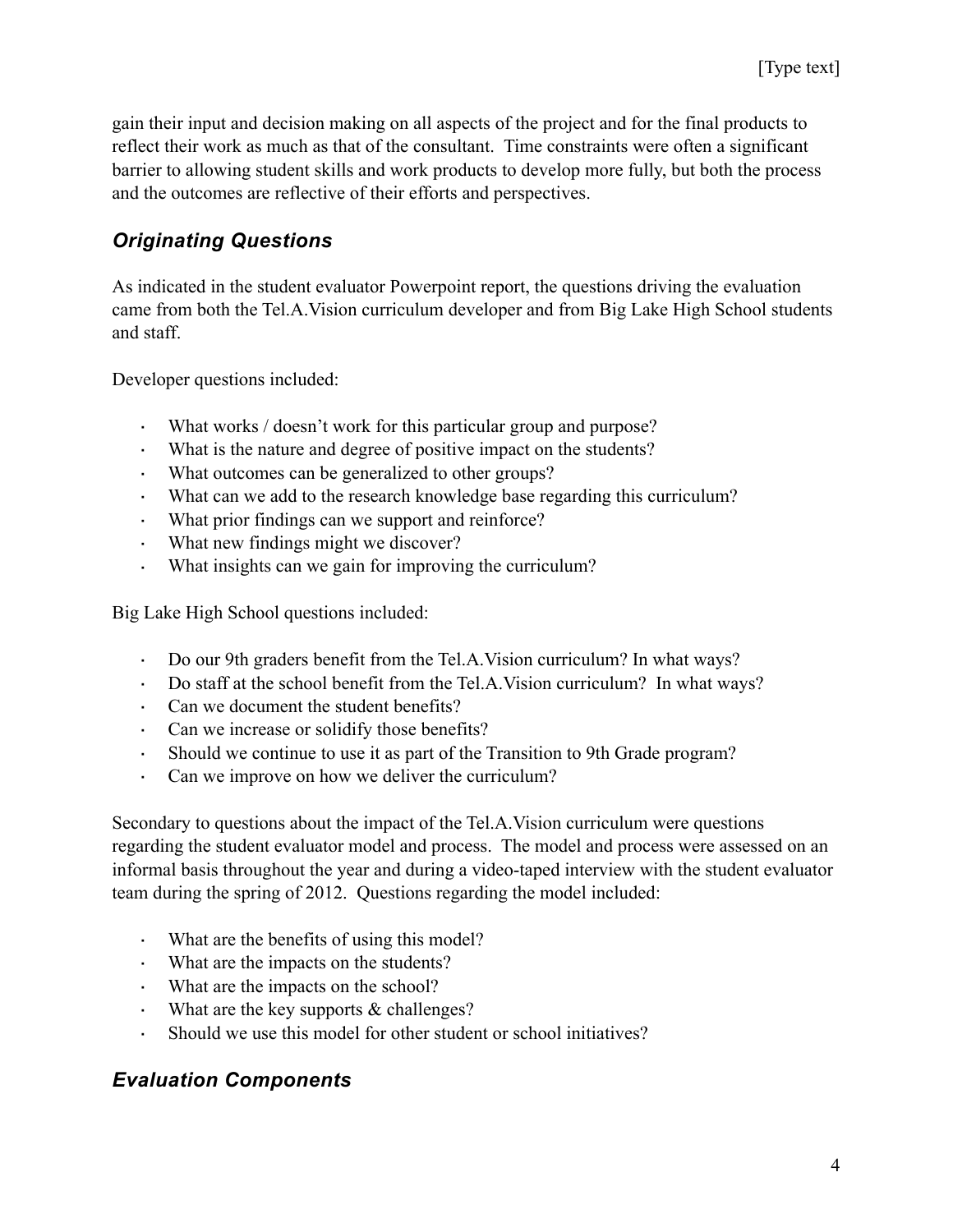gain their input and decision making on all aspects of the project and for the final products to reflect their work as much as that of the consultant. Time constraints were often a significant barrier to allowing student skills and work products to develop more fully, but both the process and the outcomes are reflective of their efforts and perspectives.

## *Originating Questions*

As indicated in the student evaluator Powerpoint report, the questions driving the evaluation came from both the Tel.A.Vision curriculum developer and from Big Lake High School students and staff.

Developer questions included:

- What works / doesn't work for this particular group and purpose?
- What is the nature and degree of positive impact on the students?
- What outcomes can be generalized to other groups?
- What can we add to the research knowledge base regarding this curriculum?
- What prior findings can we support and reinforce?
- What new findings might we discover?
- What insights can we gain for improving the curriculum?

Big Lake High School questions included:

- Do our 9th graders benefit from the Tel.A.Vision curriculum? In what ways?
- Do staff at the school benefit from the Tel.A.Vision curriculum? In what ways?
- Can we document the student benefits?
- Can we increase or solidify those benefits?
- Should we continue to use it as part of the Transition to 9th Grade program?
- Can we improve on how we deliver the curriculum?

Secondary to questions about the impact of the Tel.A.Vision curriculum were questions regarding the student evaluator model and process. The model and process were assessed on an informal basis throughout the year and during a video-taped interview with the student evaluator team during the spring of 2012. Questions regarding the model included:

- What are the benefits of using this model?
- What are the impacts on the students?
- What are the impacts on the school?
- What are the key supports & challenges?
- Should we use this model for other student or school initiatives?

## *Evaluation Components*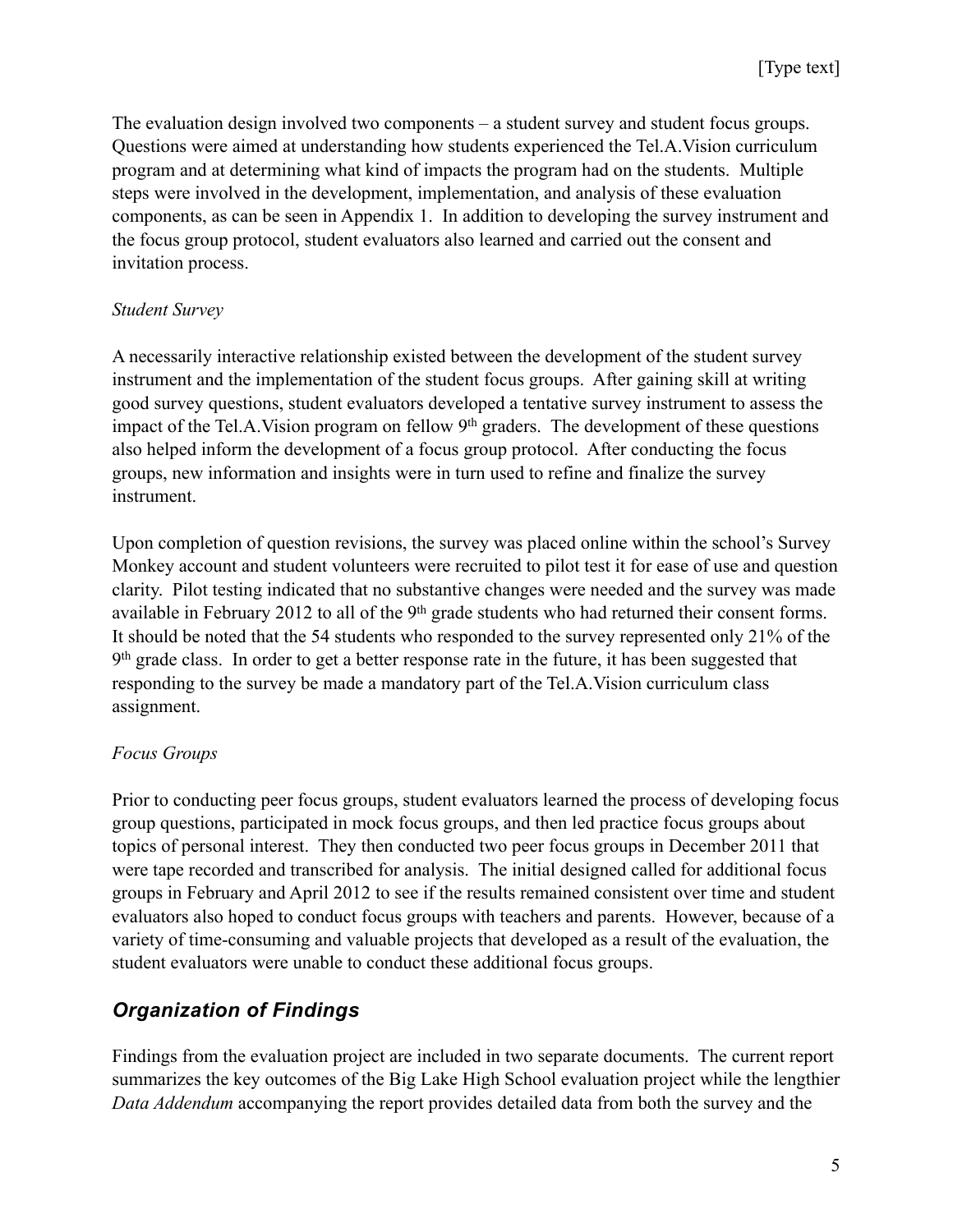The evaluation design involved two components – a student survey and student focus groups. Questions were aimed at understanding how students experienced the Tel.A.Vision curriculum program and at determining what kind of impacts the program had on the students. Multiple steps were involved in the development, implementation, and analysis of these evaluation components, as can be seen in Appendix 1. In addition to developing the survey instrument and the focus group protocol, student evaluators also learned and carried out the consent and invitation process.

*Student Survey*

A necessarily interactive relationship existed between the development of the student survey instrument and the implementation of the student focus groups. After gaining skill at writing good survey questions, student evaluators developed a tentative survey instrument to assess the impact of the Tel.A.Vision program on fellow 9th graders. The development of these questions also helped inform the development of a focus group protocol. After conducting the focus groups, new information and insights were in turn used to refine and finalize the survey instrument.

Upon completion of question revisions, the survey was placed online within the school's Survey Monkey account and student volunteers were recruited to pilot test it for ease of use and question clarity. Pilot testing indicated that no substantive changes were needed and the survey was made available in February 2012 to all of the 9th grade students who had returned their consent forms. It should be noted that the 54 students who responded to the survey represented only 21% of the 9th grade class. In order to get a better response rate in the future, it has been suggested that responding to the survey be made a mandatory part of the Tel.A.Vision curriculum class assignment.

*Focus Groups*

Prior to conducting peer focus groups, student evaluators learned the process of developing focus group questions, participated in mock focus groups, and then led practice focus groups about topics of personal interest. They then conducted two peer focus groups in December 2011 that were tape recorded and transcribed for analysis. The initial designed called for additional focus groups in February and April 2012 to see if the results remained consistent over time and student evaluators also hoped to conduct focus groups with teachers and parents. However, because of a variety of time-consuming and valuable projects that developed as a result of the evaluation, the student evaluators were unable to conduct these additional focus groups.

## *Organization of Findings*

Findings from the evaluation project are included in two separate documents. The current report summarizes the key outcomes of the Big Lake High School evaluation project while the lengthier *Data Addendum* accompanying the report provides detailed data from both the survey and the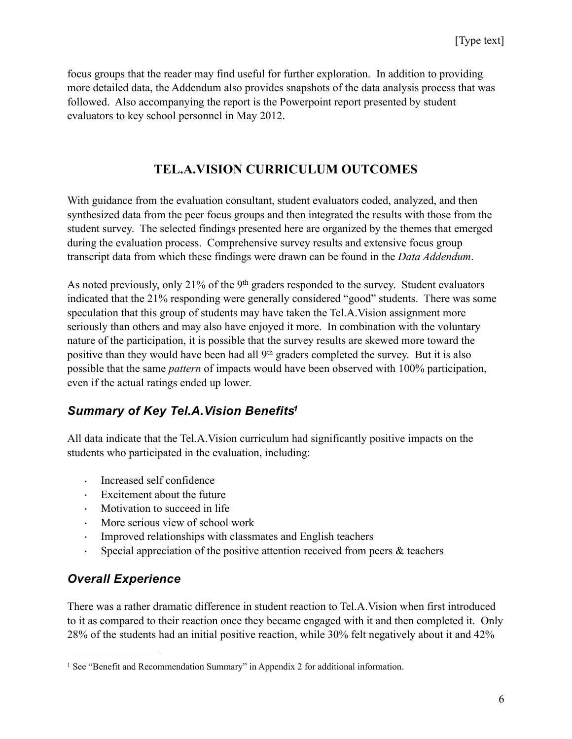focus groups that the reader may find useful for further exploration. In addition to providing more detailed data, the Addendum also provides snapshots of the data analysis process that was followed. Also accompanying the report is the Powerpoint report presented by student evaluators to key school personnel in May 2012.

## TEL.A.VISION CURRICULUM OUTCOMES

With guidance from the evaluation consultant, student evaluators coded, analyzed, and then synthesized data from the peer focus groups and then integrated the results with those from the student survey. The selected findings presented here are organized by the themes that emerged during the evaluation process. Comprehensive survey results and extensive focus group transcript data from which these findings were drawn can be found in the *Data Addendum*.

As noted previously, only 21% of the 9th graders responded to the survey. Student evaluators indicated that the 21% responding were generally considered "good" students. There was some speculation that this group of students may have taken the Tel.A.Vision assignment more seriously than others and may also have enjoyed it more. In combination with the voluntary nature of the participation, it is possible that the survey results are skewed more toward the positive than they would have been had all 9th graders completed the survey. But it is also possible that the same *pattern* of impacts would have been observed with 100% participation, even if the actual ratings ended up lower.

### *Summary of Key Tel.A.Vision Benefits*[1]

All data indicate that the Tel.A.Vision curriculum had significantly positive impacts on the students who participated in the evaluation, including:

- Increased self confidence
- Excitement about the future
- Motivation to succeed in life
- More serious view of school work
- Improved relationships with classmates and English teachers
- Special appreciation of the positive attention received from peers & teachers

### *Overall Experience*

There was a rather dramatic difference in student reaction to Tel.A.Vision when first introduced to it as compared to their reaction once they became engaged with it and then completed it. Only 28% of the students had an initial positive reaction, while 30% felt negatively about it and 42%

---

[1] See "Benefit and Recommendation Summary" in Appendix 2 for additional information.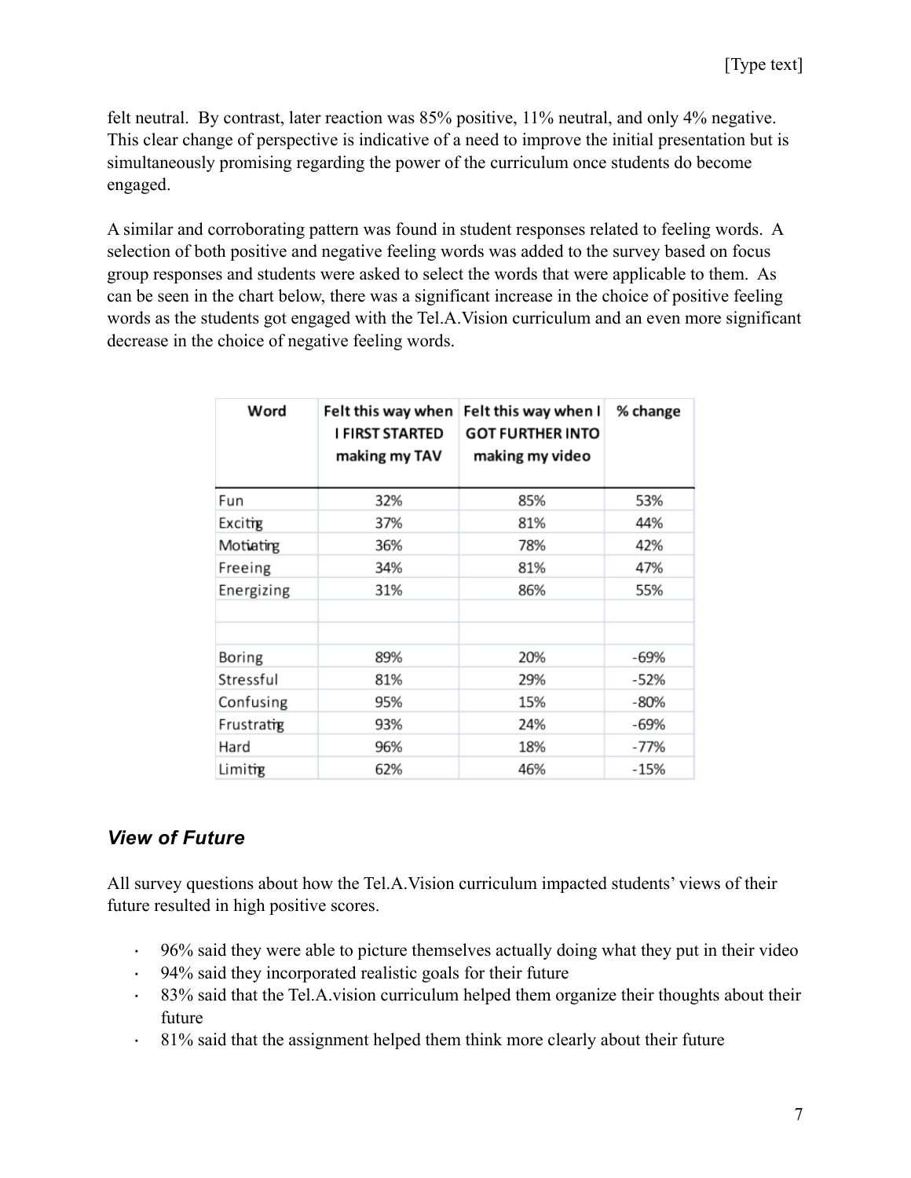felt neutral. By contrast, later reaction was 85% positive, 11% neutral, and only 4% negative. This clear change of perspective is indicative of a need to improve the initial presentation but is simultaneously promising regarding the power of the curriculum once students do become engaged.

A similar and corroborating pattern was found in student responses related to feeling words. A selection of both positive and negative feeling words was added to the survey based on focus group responses and students were asked to select the words that were applicable to them. As can be seen in the chart below, there was a significant increase in the choice of positive feeling words as the students got engaged with the Tel.A.Vision curriculum and an even more significant decrease in the choice of negative feeling words.

| Word | Felt this way when I FIRST STARTED making my TAV | Felt this way when I GOT FURTHER INTO making my video | % change |
|---|---|---|---|
| Fun | 32% | 85% | 53% |
| Exciting | 37% | 81% | 44% |
| Motivating | 36% | 78% | 42% |
| Freeing | 34% | 81% | 47% |
| Energizing | 31% | 86% | 55% |
| | | | |
| | | | |
| Boring | 89% | 20% | -69% |
| Stressful | 81% | 29% | -52% |
| Confusing | 95% | 15% | -80% |
| Frustrating | 93% | 24% | -69% |
| Hard | 96% | 18% | -77% |
| Limiting | 62% | 46% | -15% |

### *View of Future*

All survey questions about how the Tel.A.Vision curriculum impacted students' views of their future resulted in high positive scores.

- 96% said they were able to picture themselves actually doing what they put in their video
- 94% said they incorporated realistic goals for their future
- 83% said that the Tel.A.vision curriculum helped them organize their thoughts about their future
- 81% said that the assignment helped them think more clearly about their future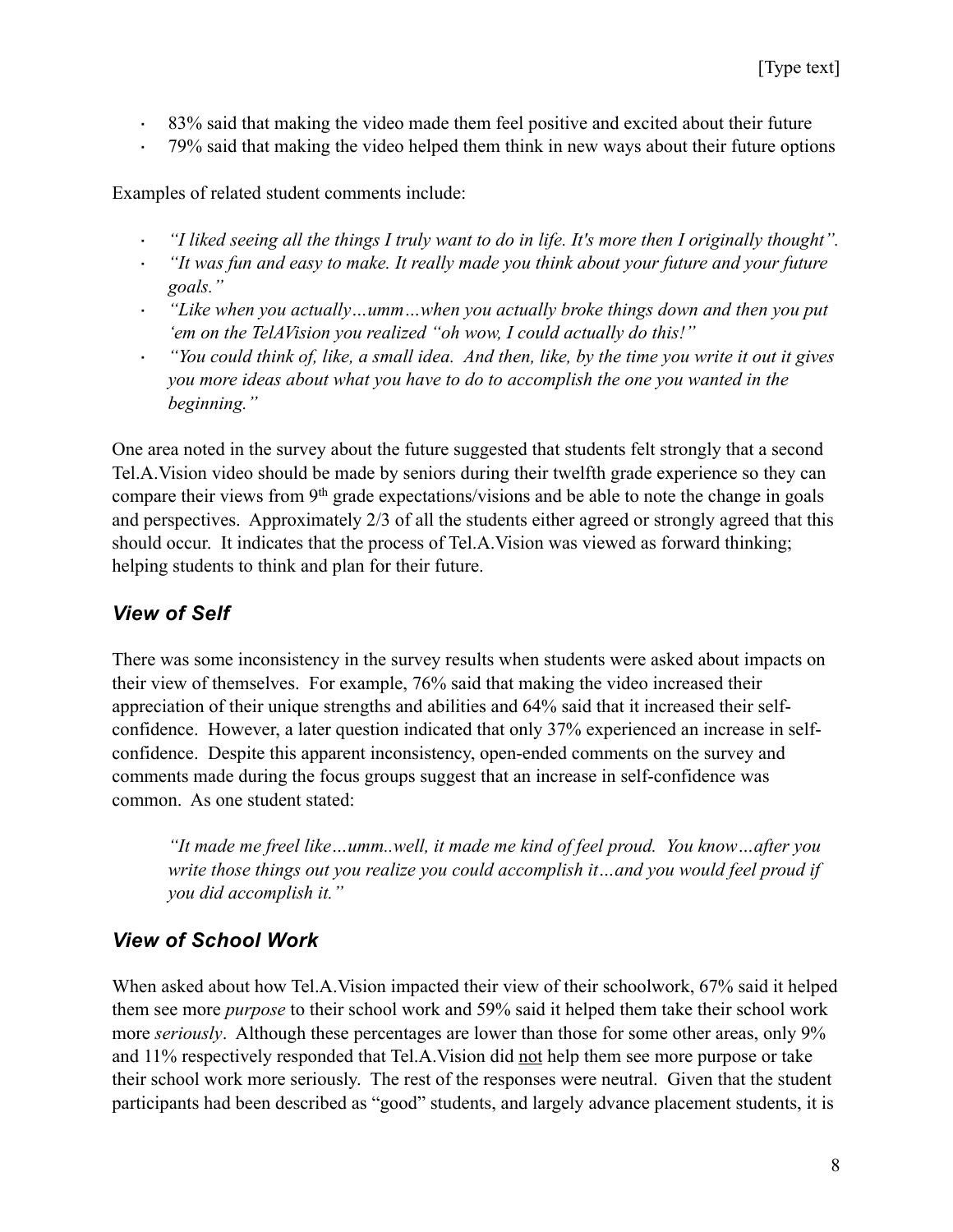- 83% said that making the video made them feel positive and excited about their future
- 79% said that making the video helped them think in new ways about their future options

Examples of related student comments include:

- *"I liked seeing all the things I truly want to do in life. It's more then I originally thought".*
- *"It was fun and easy to make. It really made you think about your future and your future goals."*
- *"Like when you actually…umm…when you actually broke things down and then you put 'em on the TelAVision you realized "oh wow, I could actually do this!"*
- *"You could think of, like, a small idea. And then, like, by the time you write it out it gives you more ideas about what you have to do to accomplish the one you wanted in the beginning."*

One area noted in the survey about the future suggested that students felt strongly that a second Tel.A.Vision video should be made by seniors during their twelfth grade experience so they can compare their views from 9th grade expectations/visions and be able to note the change in goals and perspectives. Approximately 2/3 of all the students either agreed or strongly agreed that this should occur. It indicates that the process of Tel.A.Vision was viewed as forward thinking; helping students to think and plan for their future.

### *View of Self*

There was some inconsistency in the survey results when students were asked about impacts on their view of themselves. For example, 76% said that making the video increased their appreciation of their unique strengths and abilities and 64% said that it increased their self-confidence. However, a later question indicated that only 37% experienced an increase in self-confidence. Despite this apparent inconsistency, open-ended comments on the survey and comments made during the focus groups suggest that an increase in self-confidence was common. As one student stated:

> *"It made me freel like…umm..well, it made me kind of feel proud. You know…after you write those things out you realize you could accomplish it…and you would feel proud if you did accomplish it."*

### *View of School Work*

When asked about how Tel.A.Vision impacted their view of their schoolwork, 67% said it helped them see more *purpose* to their school work and 59% said it helped them take their school work more *seriously*. Although these percentages are lower than those for some other areas, only 9% and 11% respectively responded that Tel.A.Vision did <u>not</u> help them see more purpose or take their school work more seriously. The rest of the responses were neutral. Given that the student participants had been described as "good" students, and largely advance placement students, it is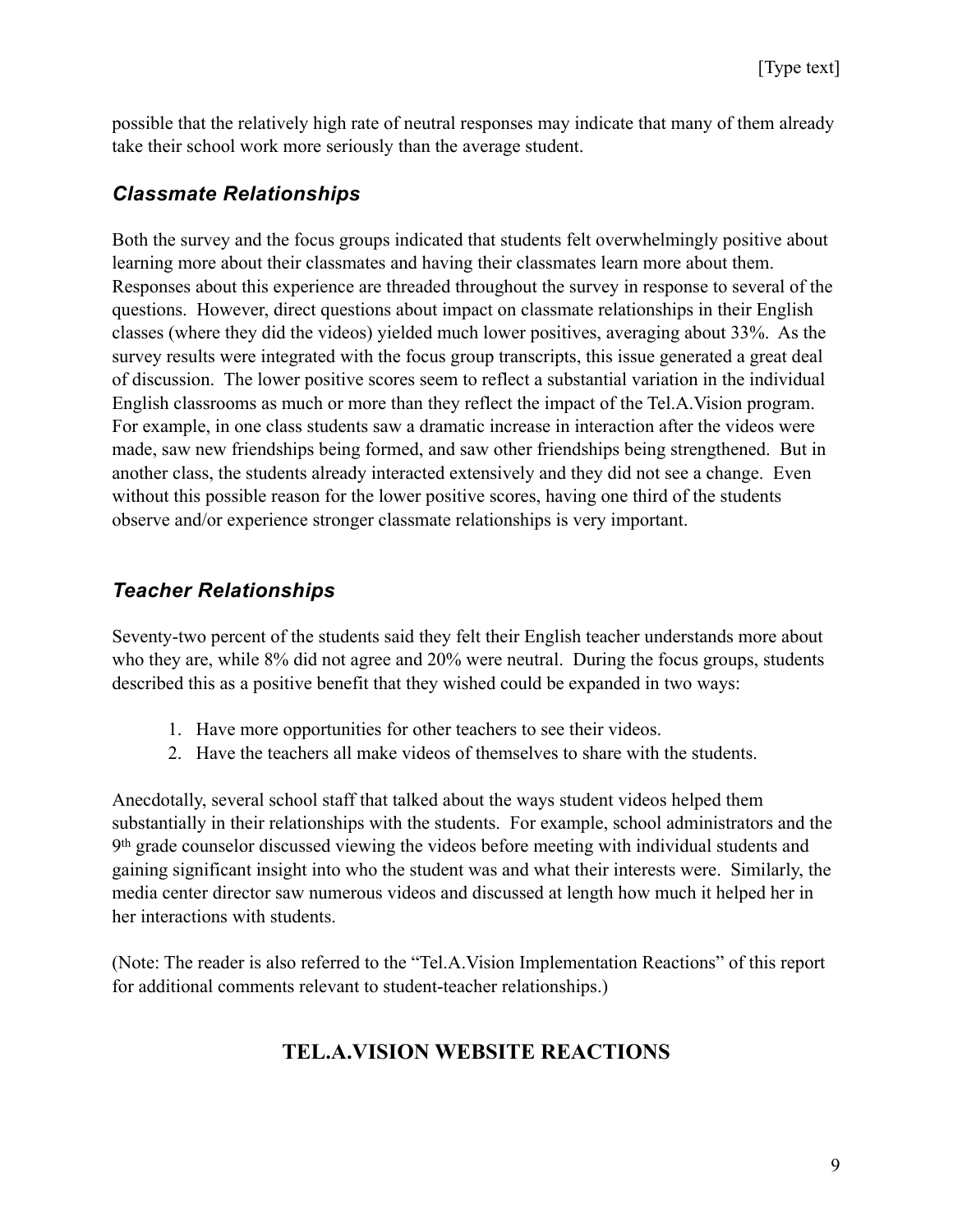possible that the relatively high rate of neutral responses may indicate that many of them already take their school work more seriously than the average student.

### *Classmate Relationships*

Both the survey and the focus groups indicated that students felt overwhelmingly positive about learning more about their classmates and having their classmates learn more about them. Responses about this experience are threaded throughout the survey in response to several of the questions. However, direct questions about impact on classmate relationships in their English classes (where they did the videos) yielded much lower positives, averaging about 33%. As the survey results were integrated with the focus group transcripts, this issue generated a great deal of discussion. The lower positive scores seem to reflect a substantial variation in the individual English classrooms as much or more than they reflect the impact of the Tel.A.Vision program. For example, in one class students saw a dramatic increase in interaction after the videos were made, saw new friendships being formed, and saw other friendships being strengthened. But in another class, the students already interacted extensively and they did not see a change. Even without this possible reason for the lower positive scores, having one third of the students observe and/or experience stronger classmate relationships is very important.

### *Teacher Relationships*

Seventy-two percent of the students said they felt their English teacher understands more about who they are, while 8% did not agree and 20% were neutral. During the focus groups, students described this as a positive benefit that they wished could be expanded in two ways:

1. Have more opportunities for other teachers to see their videos.
2. Have the teachers all make videos of themselves to share with the students.

Anecdotally, several school staff that talked about the ways student videos helped them substantially in their relationships with the students. For example, school administrators and the 9th grade counselor discussed viewing the videos before meeting with individual students and gaining significant insight into who the student was and what their interests were. Similarly, the media center director saw numerous videos and discussed at length how much it helped her in her interactions with students.

(Note: The reader is also referred to the "Tel.A.Vision Implementation Reactions" of this report for additional comments relevant to student-teacher relationships.)

## TEL.A.VISION WEBSITE REACTIONS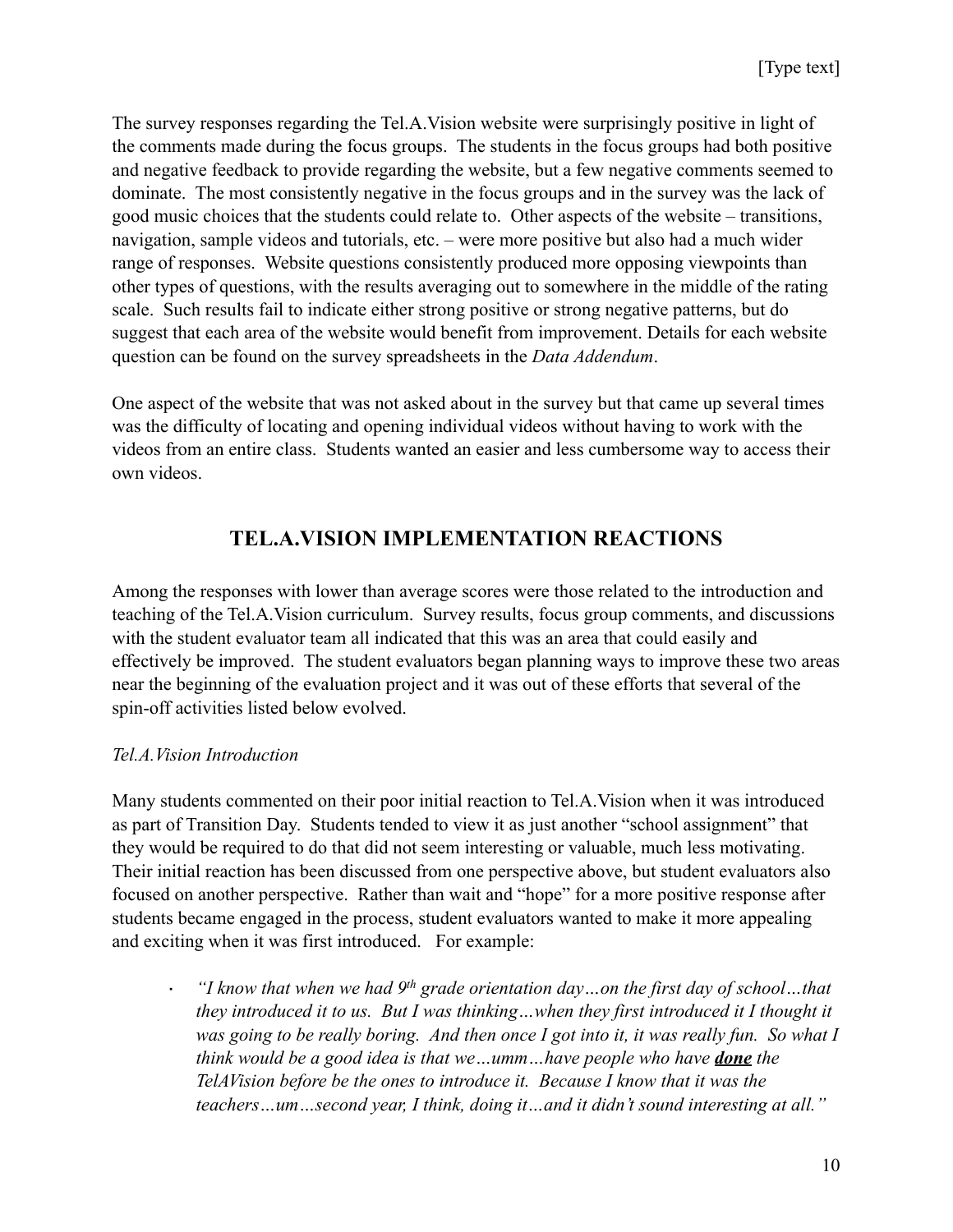The survey responses regarding the Tel.A.Vision website were surprisingly positive in light of the comments made during the focus groups. The students in the focus groups had both positive and negative feedback to provide regarding the website, but a few negative comments seemed to dominate. The most consistently negative in the focus groups and in the survey was the lack of good music choices that the students could relate to. Other aspects of the website – transitions, navigation, sample videos and tutorials, etc. – were more positive but also had a much wider range of responses. Website questions consistently produced more opposing viewpoints than other types of questions, with the results averaging out to somewhere in the middle of the rating scale. Such results fail to indicate either strong positive or strong negative patterns, but do suggest that each area of the website would benefit from improvement. Details for each website question can be found on the survey spreadsheets in the *Data Addendum*.

One aspect of the website that was not asked about in the survey but that came up several times was the difficulty of locating and opening individual videos without having to work with the videos from an entire class. Students wanted an easier and less cumbersome way to access their own videos.

## TEL.A.VISION IMPLEMENTATION REACTIONS

Among the responses with lower than average scores were those related to the introduction and teaching of the Tel.A.Vision curriculum. Survey results, focus group comments, and discussions with the student evaluator team all indicated that this was an area that could easily and effectively be improved. The student evaluators began planning ways to improve these two areas near the beginning of the evaluation project and it was out of these efforts that several of the spin-off activities listed below evolved.

*Tel.A.Vision Introduction*

Many students commented on their poor initial reaction to Tel.A.Vision when it was introduced as part of Transition Day. Students tended to view it as just another "school assignment" that they would be required to do that did not seem interesting or valuable, much less motivating. Their initial reaction has been discussed from one perspective above, but student evaluators also focused on another perspective. Rather than wait and "hope" for a more positive response after students became engaged in the process, student evaluators wanted to make it more appealing and exciting when it was first introduced. For example:

- *"I know that when we had 9th grade orientation day…on the first day of school…that they introduced it to us. But I was thinking…when they first introduced it I thought it was going to be really boring. And then once I got into it, it was really fun. So what I think would be a good idea is that we…umm…have people who have **done** the TelAVision before be the ones to introduce it. Because I know that it was the teachers…um…second year, I think, doing it…and it didn't sound interesting at all."*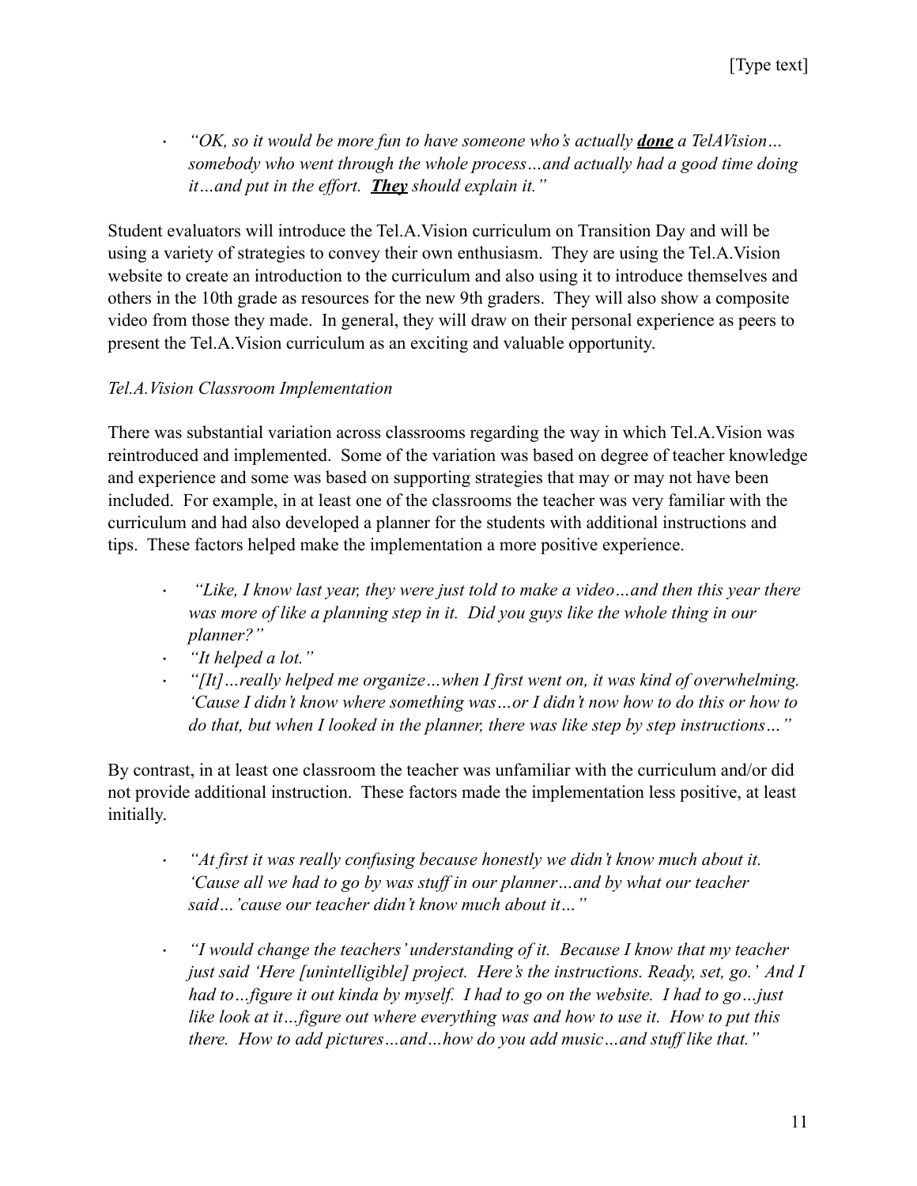- *"OK, so it would be more fun to have someone who's actually **done** a TelAVision… somebody who went through the whole process…and actually had a good time doing it…and put in the effort. **They** should explain it."*

Student evaluators will introduce the Tel.A.Vision curriculum on Transition Day and will be using a variety of strategies to convey their own enthusiasm. They are using the Tel.A.Vision website to create an introduction to the curriculum and also using it to introduce themselves and others in the 10th grade as resources for the new 9th graders. They will also show a composite video from those they made. In general, they will draw on their personal experience as peers to present the Tel.A.Vision curriculum as an exciting and valuable opportunity.

*Tel.A.Vision Classroom Implementation*

There was substantial variation across classrooms regarding the way in which Tel.A.Vision was reintroduced and implemented. Some of the variation was based on degree of teacher knowledge and experience and some was based on supporting strategies that may or may not have been included. For example, in at least one of the classrooms the teacher was very familiar with the curriculum and had also developed a planner for the students with additional instructions and tips. These factors helped make the implementation a more positive experience.

- *"Like, I know last year, they were just told to make a video…and then this year there was more of like a planning step in it. Did you guys like the whole thing in our planner?"*
- *"It helped a lot."*
- *"[It]…really helped me organize…when I first went on, it was kind of overwhelming. 'Cause I didn't know where something was…or I didn't now how to do this or how to do that, but when I looked in the planner, there was like step by step instructions…"*

By contrast, in at least one classroom the teacher was unfamiliar with the curriculum and/or did not provide additional instruction. These factors made the implementation less positive, at least initially.

- *"At first it was really confusing because honestly we didn't know much about it. 'Cause all we had to go by was stuff in our planner…and by what our teacher said…'cause our teacher didn't know much about it…"*

- *"I would change the teachers' understanding of it. Because I know that my teacher just said 'Here [unintelligible] project. Here's the instructions. Ready, set, go.' And I had to…figure it out kinda by myself. I had to go on the website. I had to go…just like look at it…figure out where everything was and how to use it. How to put this there. How to add pictures…and…how do you add music…and stuff like that."*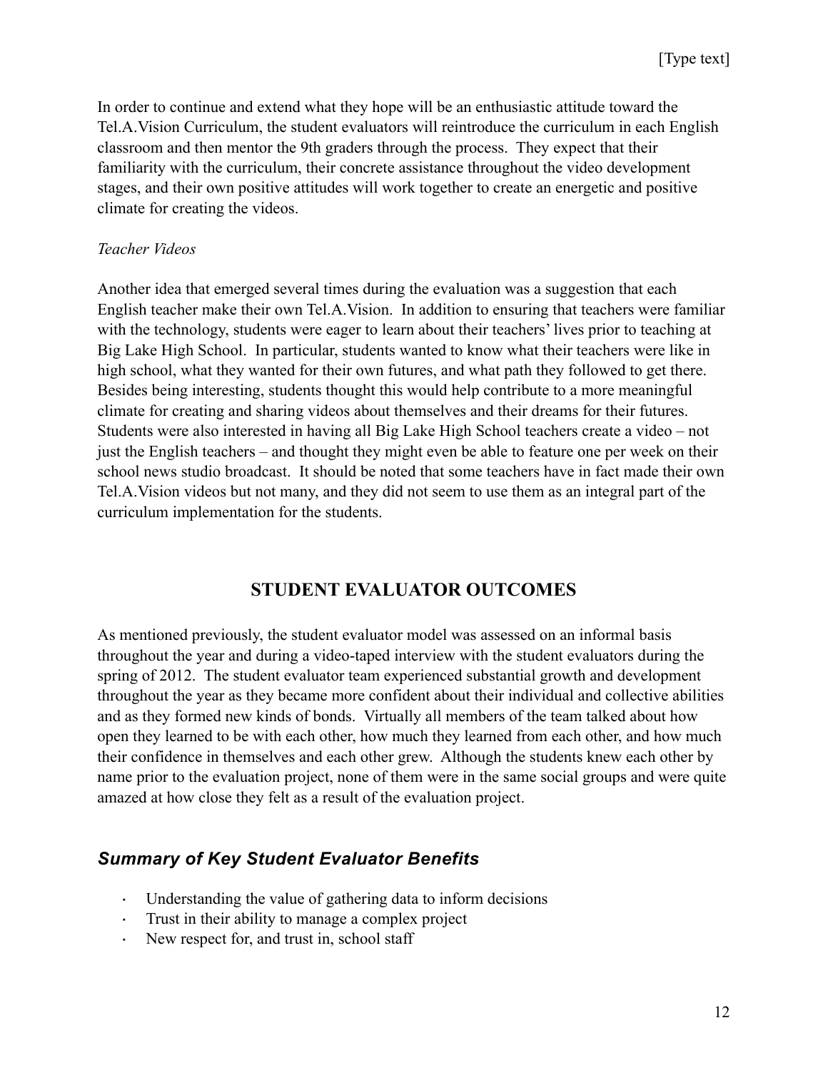In order to continue and extend what they hope will be an enthusiastic attitude toward the Tel.A.Vision Curriculum, the student evaluators will reintroduce the curriculum in each English classroom and then mentor the 9th graders through the process. They expect that their familiarity with the curriculum, their concrete assistance throughout the video development stages, and their own positive attitudes will work together to create an energetic and positive climate for creating the videos.

*Teacher Videos*

Another idea that emerged several times during the evaluation was a suggestion that each English teacher make their own Tel.A.Vision. In addition to ensuring that teachers were familiar with the technology, students were eager to learn about their teachers' lives prior to teaching at Big Lake High School. In particular, students wanted to know what their teachers were like in high school, what they wanted for their own futures, and what path they followed to get there. Besides being interesting, students thought this would help contribute to a more meaningful climate for creating and sharing videos about themselves and their dreams for their futures. Students were also interested in having all Big Lake High School teachers create a video – not just the English teachers – and thought they might even be able to feature one per week on their school news studio broadcast. It should be noted that some teachers have in fact made their own Tel.A.Vision videos but not many, and they did not seem to use them as an integral part of the curriculum implementation for the students.

## STUDENT EVALUATOR OUTCOMES

As mentioned previously, the student evaluator model was assessed on an informal basis throughout the year and during a video-taped interview with the student evaluators during the spring of 2012. The student evaluator team experienced substantial growth and development throughout the year as they became more confident about their individual and collective abilities and as they formed new kinds of bonds. Virtually all members of the team talked about how open they learned to be with each other, how much they learned from each other, and how much their confidence in themselves and each other grew. Although the students knew each other by name prior to the evaluation project, none of them were in the same social groups and were quite amazed at how close they felt as a result of the evaluation project.

### *Summary of Key Student Evaluator Benefits*

- Understanding the value of gathering data to inform decisions
- Trust in their ability to manage a complex project
- New respect for, and trust in, school staff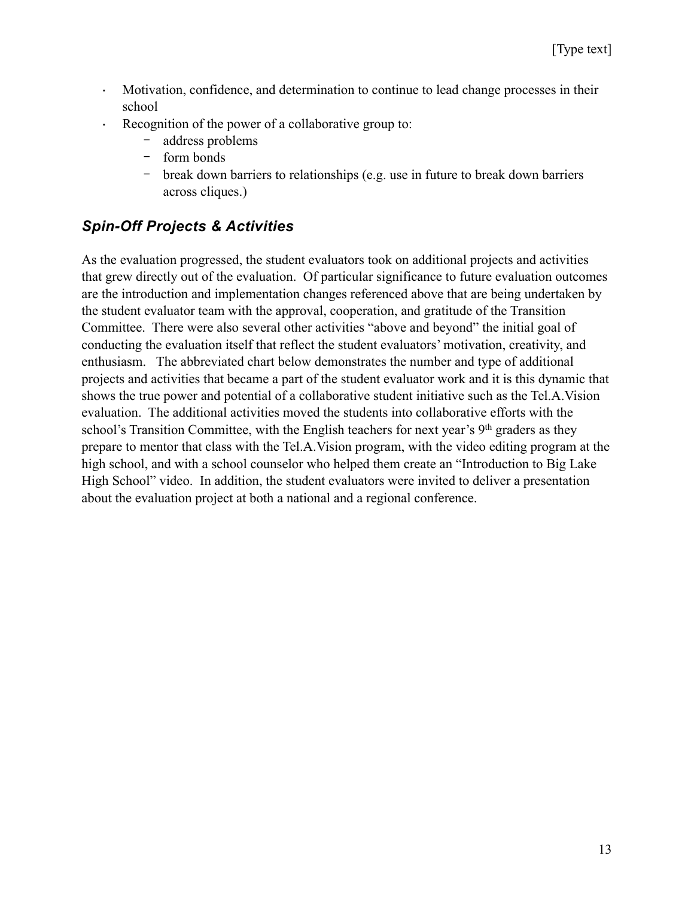- Motivation, confidence, and determination to continue to lead change processes in their school
- Recognition of the power of a collaborative group to:
    - address problems
    - form bonds
    - break down barriers to relationships (e.g. use in future to break down barriers across cliques.)

### *Spin-Off Projects & Activities*

As the evaluation progressed, the student evaluators took on additional projects and activities that grew directly out of the evaluation. Of particular significance to future evaluation outcomes are the introduction and implementation changes referenced above that are being undertaken by the student evaluator team with the approval, cooperation, and gratitude of the Transition Committee. There were also several other activities "above and beyond" the initial goal of conducting the evaluation itself that reflect the student evaluators' motivation, creativity, and enthusiasm. The abbreviated chart below demonstrates the number and type of additional projects and activities that became a part of the student evaluator work and it is this dynamic that shows the true power and potential of a collaborative student initiative such as the Tel.A.Vision evaluation. The additional activities moved the students into collaborative efforts with the school's Transition Committee, with the English teachers for next year's 9th graders as they prepare to mentor that class with the Tel.A.Vision program, with the video editing program at the high school, and with a school counselor who helped them create an "Introduction to Big Lake High School" video. In addition, the student evaluators were invited to deliver a presentation about the evaluation project at both a national and a regional conference.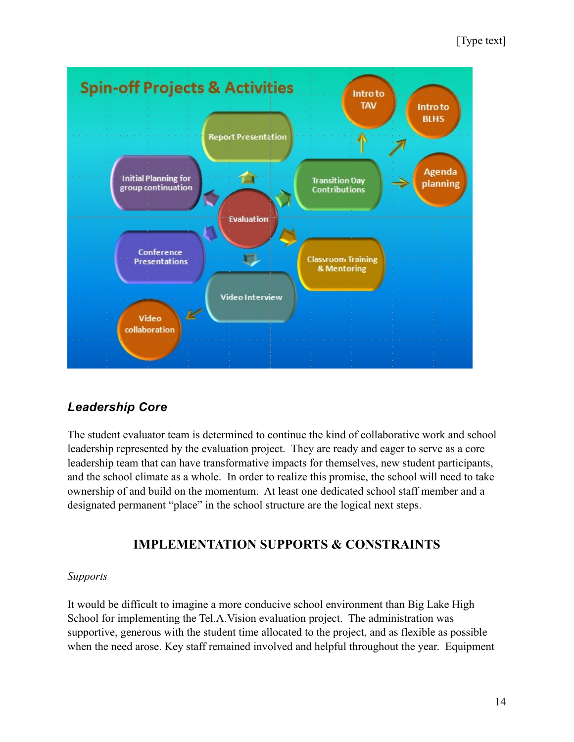## *Leadership Core*

The student evaluator team is determined to continue the kind of collaborative work and school leadership represented by the evaluation project. They are ready and eager to serve as a core leadership team that can have transformative impacts for themselves, new student participants, and the school climate as a whole. In order to realize this promise, the school will need to take ownership of and build on the momentum. At least one dedicated school staff member and a designated permanent "place" in the school structure are the logical next steps.

## IMPLEMENTATION SUPPORTS & CONSTRAINTS

*Supports*

It would be difficult to imagine a more conducive school environment than Big Lake High School for implementing the Tel.A.Vision evaluation project. The administration was supportive, generous with the student time allocated to the project, and as flexible as possible when the need arose. Key staff remained involved and helpful throughout the year. Equipment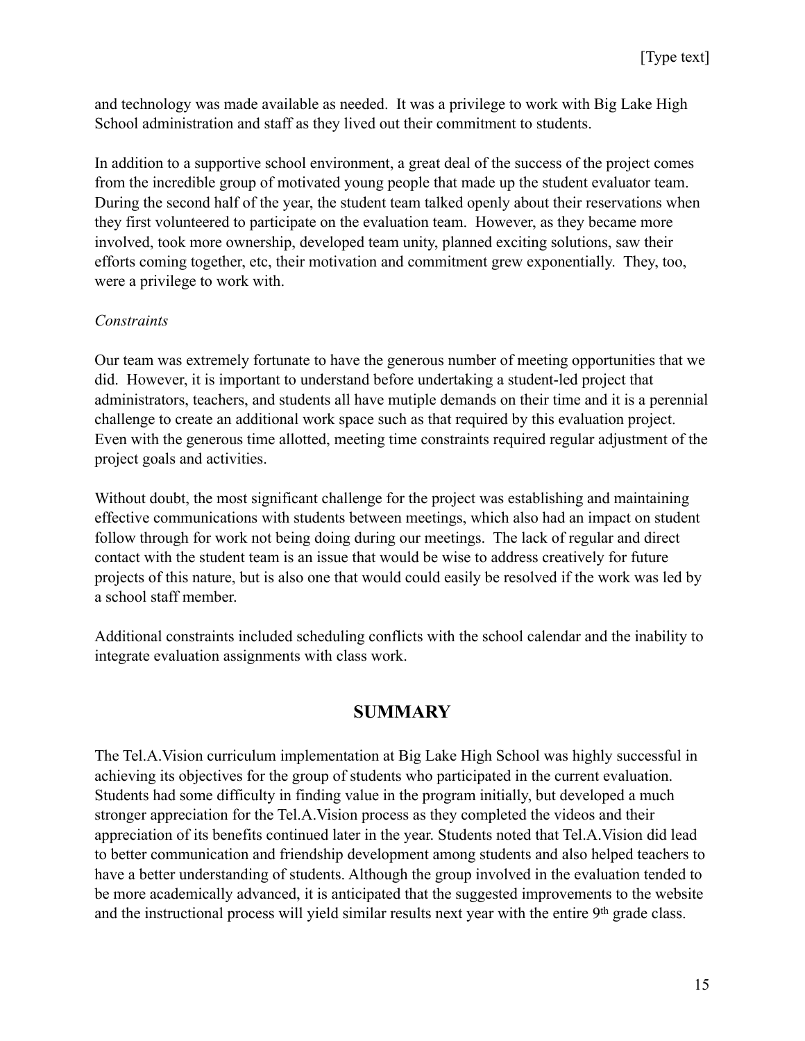and technology was made available as needed. It was a privilege to work with Big Lake High School administration and staff as they lived out their commitment to students.

In addition to a supportive school environment, a great deal of the success of the project comes from the incredible group of motivated young people that made up the student evaluator team. During the second half of the year, the student team talked openly about their reservations when they first volunteered to participate on the evaluation team. However, as they became more involved, took more ownership, developed team unity, planned exciting solutions, saw their efforts coming together, etc, their motivation and commitment grew exponentially. They, too, were a privilege to work with.

*Constraints*

Our team was extremely fortunate to have the generous number of meeting opportunities that we did. However, it is important to understand before undertaking a student-led project that administrators, teachers, and students all have mutiple demands on their time and it is a perennial challenge to create an additional work space such as that required by this evaluation project. Even with the generous time allotted, meeting time constraints required regular adjustment of the project goals and activities.

Without doubt, the most significant challenge for the project was establishing and maintaining effective communications with students between meetings, which also had an impact on student follow through for work not being doing during our meetings. The lack of regular and direct contact with the student team is an issue that would be wise to address creatively for future projects of this nature, but is also one that would could easily be resolved if the work was led by a school staff member.

Additional constraints included scheduling conflicts with the school calendar and the inability to integrate evaluation assignments with class work.

## SUMMARY

The Tel.A.Vision curriculum implementation at Big Lake High School was highly successful in achieving its objectives for the group of students who participated in the current evaluation. Students had some difficulty in finding value in the program initially, but developed a much stronger appreciation for the Tel.A.Vision process as they completed the videos and their appreciation of its benefits continued later in the year. Students noted that Tel.A.Vision did lead to better communication and friendship development among students and also helped teachers to have a better understanding of students. Although the group involved in the evaluation tended to be more academically advanced, it is anticipated that the suggested improvements to the website and the instructional process will yield similar results next year with the entire 9th grade class.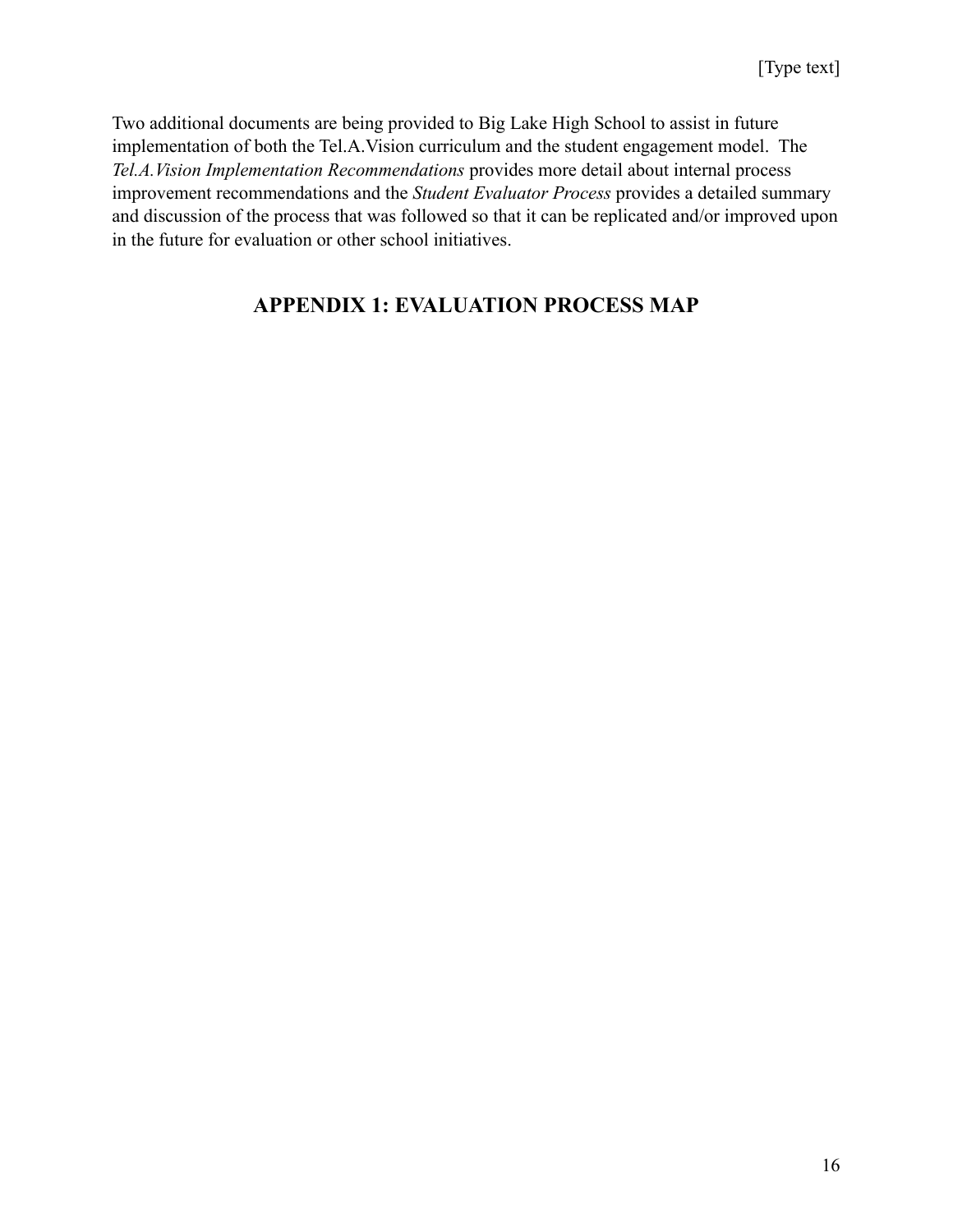Two additional documents are being provided to Big Lake High School to assist in future implementation of both the Tel.A.Vision curriculum and the student engagement model. The *Tel.A.Vision Implementation Recommendations* provides more detail about internal process improvement recommendations and the *Student Evaluator Process* provides a detailed summary and discussion of the process that was followed so that it can be replicated and/or improved upon in the future for evaluation or other school initiatives.

## APPENDIX 1: EVALUATION PROCESS MAP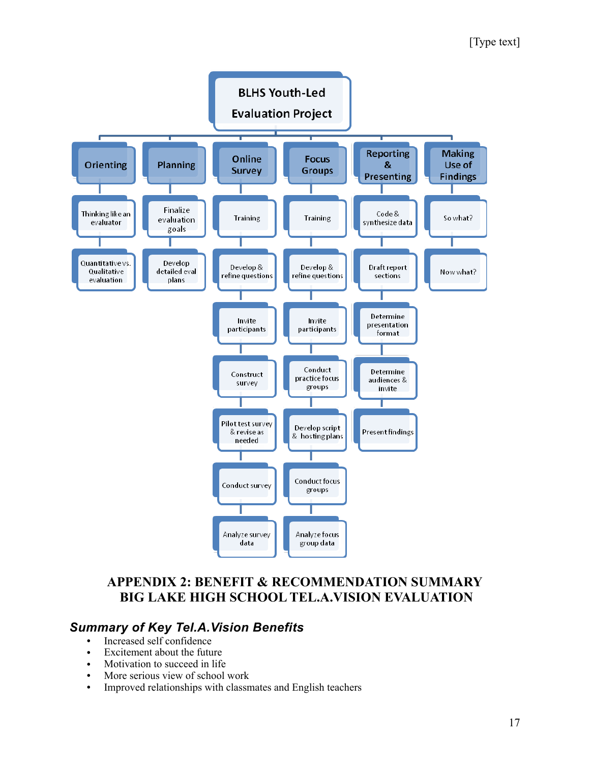**BLHS Youth-Led Evaluation Project**

- **Orienting**
  - Thinking like an evaluator
  - Quantitative vs. Qualitative evaluation
- **Planning**
  - Finalize evaluation goals
  - Develop detailed eval plans
- **Online Survey**
  - Training
  - Develop & refine questions
  - Invite participants
  - Construct survey
  - Pilot test survey & revise as needed
  - Conduct survey
  - Analyze survey data
- **Focus Groups**
  - Training
  - Develop & refine questions
  - Invite participants
  - Conduct practice focus groups
  - Develop script & hosting plans
  - Conduct focus groups
  - Analyze focus group data
- **Reporting & Presenting**
  - Code & synthesize data
  - Draft report sections
  - Determine presentation format
  - Determine audiences & invite
  - Present findings
- **Making Use of Findings**
  - So what?
  - Now what?

# APPENDIX 2: BENEFIT & RECOMMENDATION SUMMARY
# BIG LAKE HIGH SCHOOL TEL.A.VISION EVALUATION

## *Summary of Key Tel.A.Vision Benefits*

- Increased self confidence
- Excitement about the future
- Motivation to succeed in life
- More serious view of school work
- Improved relationships with classmates and English teachers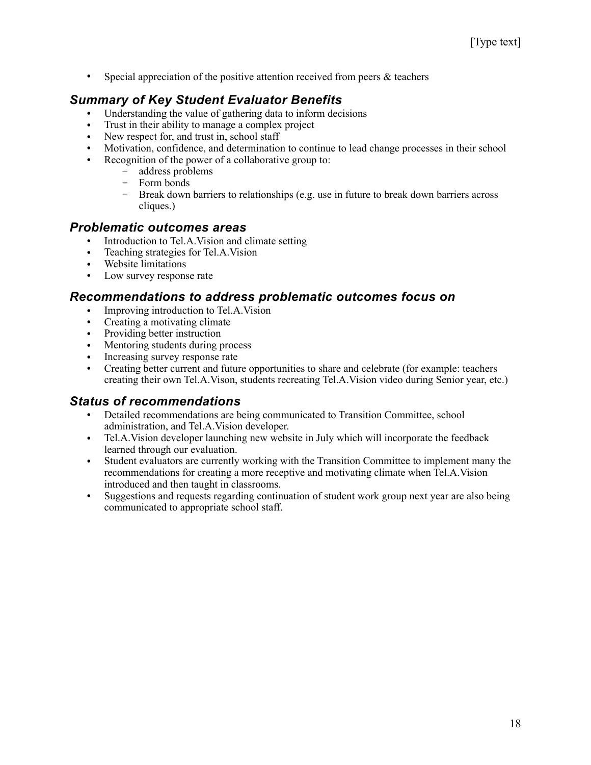- Special appreciation of the positive attention received from peers & teachers

### *Summary of Key Student Evaluator Benefits*

- Understanding the value of gathering data to inform decisions
- Trust in their ability to manage a complex project
- New respect for, and trust in, school staff
- Motivation, confidence, and determination to continue to lead change processes in their school
- Recognition of the power of a collaborative group to:
  - address problems
  - Form bonds
  - Break down barriers to relationships (e.g. use in future to break down barriers across cliques.)

### *Problematic outcomes areas*

- Introduction to Tel.A.Vision and climate setting
- Teaching strategies for Tel.A.Vision
- Website limitations
- Low survey response rate

### *Recommendations to address problematic outcomes focus on*

- Improving introduction to Tel.A.Vision
- Creating a motivating climate
- Providing better instruction
- Mentoring students during process
- Increasing survey response rate
- Creating better current and future opportunities to share and celebrate (for example: teachers creating their own Tel.A.Vison, students recreating Tel.A.Vision video during Senior year, etc.)

### *Status of recommendations*

- Detailed recommendations are being communicated to Transition Committee, school administration, and Tel.A.Vision developer.
- Tel.A.Vision developer launching new website in July which will incorporate the feedback learned through our evaluation.
- Student evaluators are currently working with the Transition Committee to implement many the recommendations for creating a more receptive and motivating climate when Tel.A.Vision introduced and then taught in classrooms.
- Suggestions and requests regarding continuation of student work group next year are also being communicated to appropriate school staff.